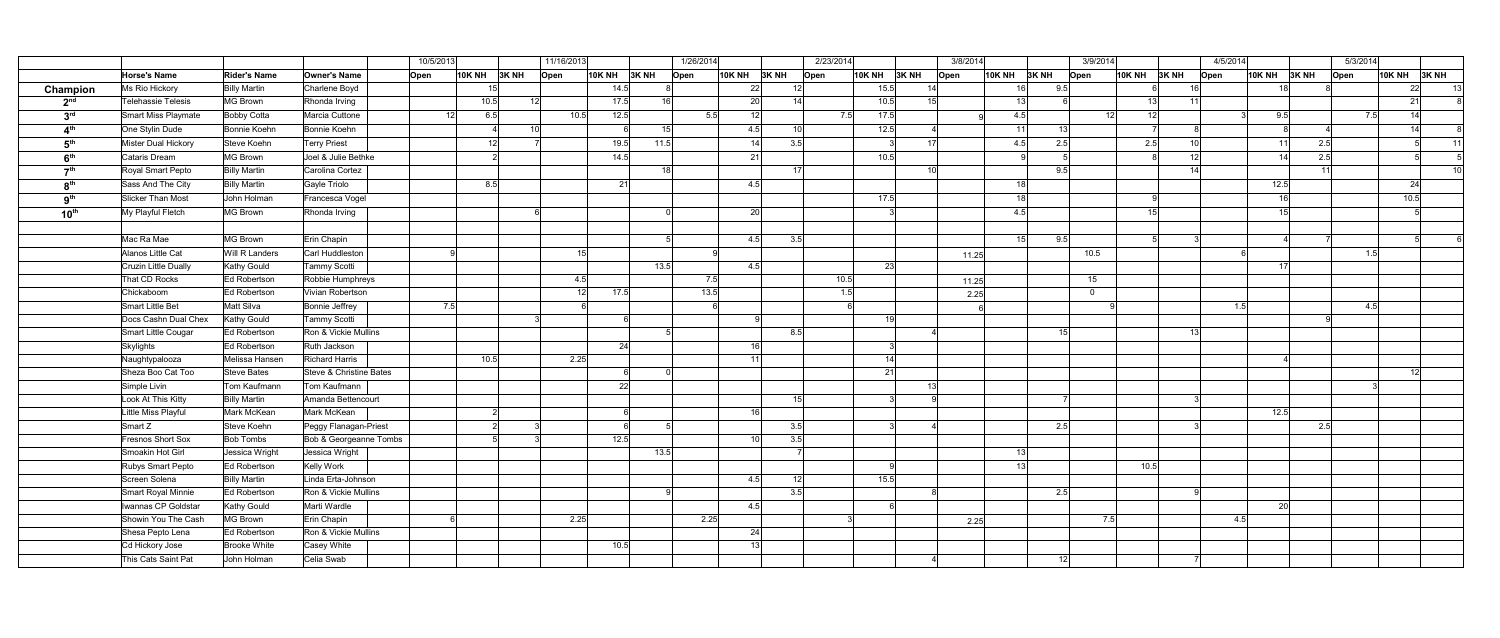| | | | | 10/5/2013 | | | 11/16/2013 | | | 1/26/2014 | | | 2/23/2014 | | | 3/8/2014 | | | 3/9/2014 | | | 4/5/2014 | | | 5/3/2014 | | |
|---|---|---|---|---|---|---|---|---|---|---|---|---|---|---|---|---|---|---|---|---|---|---|---|---|---|---|---|
| | Horse's Name | Rider's Name | Owner's Name | Open | 10K NH | 3K NH | Open | 10K NH | 3K NH | Open | 10K NH | 3K NH | Open | 10K NH | 3K NH | Open | 10K NH | 3K NH | Open | 10K NH | 3K NH | Open | 10K NH | 3K NH | Open | 10K NH | 3K NH |
| **Champion** | Ms Rio Hickory | Billy Martin | Charlene Boyd | | 15 | | | 14.5 | 8 | | 22 | 12 | | 15.5 | 14 | | 16 | 9.5 | | 6 | 16 | | 18 | 8 | | 22 | 13 |
| **2nd** | Telehassie Telesis | MG Brown | Rhonda Irving | | 10.5 | 12 | | 17.5 | 16 | | 20 | 14 | | 10.5 | 15 | | 13 | 6 | | 13 | 11 | | | | | 21 | 8 |
| **3rd** | Smart Miss Playmate | Bobby Cotta | Marcia Cuttone | 12 | 6.5 | | 10.5 | 12.5 | | 5.5 | 12 | | 7.5 | 17.5 | | 9 | 4.5 | | 12 | 12 | | 3 | 9.5 | | 7.5 | 14 | |
| **4th** | One Stylin Dude | Bonnie Koehn | Bonnie Koehn | | 4 | 10 | | 6 | 15 | | 4.5 | 10 | | 12.5 | 4 | | 11 | 13 | | 7 | 8 | | 8 | 4 | | 14 | 8 |
| **5th** | Mister Dual Hickory | Steve Koehn | Terry Priest | | 12 | 7 | | 19.5 | 11.5 | | 14 | 3.5 | | 3 | 17 | | 4.5 | 2.5 | | 2.5 | 10 | | 11 | 2.5 | | 5 | 11 |
| **6th** | Cataris Dream | MG Brown | Joel & Julie Bethke | | 2 | | | 14.5 | | | 21 | | | 10.5 | | | 9 | 5 | | 8 | 12 | | 14 | 2.5 | | 5 | 5 |
| **7th** | Royal Smart Pepto | Billy Martin | Carolina Cortez | | | | | | 18 | | | 17 | | | 10 | | | 9.5 | | | 14 | | | 11 | | | 10 |
| **8th** | Sass And The City | Billy Martin | Gayle Triolo | | 8.5 | | | 21 | | | 4.5 | | | | | | 18 | | | | | | 12.5 | | | 24 | |
| **9th** | Slicker Than Most | John Holman | Francesca Vogel | | | | | | | | | | | 17.5 | | | 18 | | | 9 | | | 16 | | | 10.5 | |
| **10th** | My Playful Fletch | MG Brown | Rhonda Irving | | | 6 | | | 0 | | 20 | | | 3 | | | 4.5 | | | 15 | | | 15 | | | 5 | |
| | | | | | | | | | | | | | | | | | | | | | | | | | | | |
| | Mac Ra Mae | MG Brown | Erin Chapin | | | | | | 5 | | 4.5 | 3.5 | | | | | 15 | 9.5 | | 5 | 3 | | 4 | 7 | | 5 | 6 |
| | Alanos Little Cat | Will R Landers | Carl Huddleston | 9 | | | 15 | | | 9 | | | | | | 11.25 | | | 10.5 | | | 6 | | | 1.5 | | |
| | Cruzin Little Dually | Kathy Gould | Tammy Scotti | | | | | | 13.5 | | 4.5 | | | 23 | | | | | | | | | 17 | | | | |
| | That CD Rocks | Ed Robertson | Robbie Humphreys | | | | 4.5 | | | 7.5 | | | 10.5 | | | 11.25 | | | 15 | | | | | | | | |
| | Chickaboom | Ed Robertson | Vivian Robertson | | | | 12 | 17.5 | | 13.5 | | | 1.5 | | | 2.25 | | | 0 | | | | | | | | |
| | Smart Little Bet | Matt Silva | Bonnie Jeffrey | 7.5 | | | 6 | | | 6 | | | 6 | | | 6 | | | 9 | | | 1.5 | | | 4.5 | | |
| | Docs Cashn Dual Chex | Kathy Gould | Tammy Scotti | | 3 | | | 6 | | | 9 | | | 19 | | | | | | | | | | 9 | | | |
| | Smart Little Cougar | Ed Robertson | Ron & Vickie Mullins | | | | | | 5 | | | 8.5 | | | 4 | | | 15 | | | 13 | | | | | | |
| | Skylights | Ed Robertson | Ruth Jackson | | | | | 24 | | | 16 | | | 3 | | | | | | | | | | | | | |
| | Naughtypalooza | Melissa Hansen | Richard Harris | | 10.5 | | 2.25 | | | | 11 | | | 14 | | | | | | | | | 4 | | | | |
| | Sheza Boo Cat Too | Steve Bates | Steve & Christine Bates | | | | | 6 | 0 | | | | | 21 | | | | | | | | | | | | 12 | |
| | Simple Livin | Tom Kaufmann | Tom Kaufmann | | | | | 22 | | | | | | | 13 | | | | | | | | | | 3 | | |
| | Look At This Kitty | Billy Martin | Amanda Bettencourt | | | | | | | | | 15 | | 3 | 9 | | | 7 | | | 3 | | | | | | |
| | Little Miss Playful | Mark McKean | Mark McKean | | 2 | | | 6 | | | 16 | | | | | | | | | | | | 12.5 | | | | |
| | Smart Z | Steve Koehn | Peggy Flanagan-Priest | | 2 | 3 | | 6 | 5 | | | 3.5 | | 3 | 4 | | | 2.5 | | | 3 | | | 2.5 | | | |
| | Fresnos Short Sox | Bob Tombs | Bob & Georgeanne Tombs | | 5 | 3 | | 12.5 | | | 10 | 3.5 | | | | | | | | | | | | | | | |
| | Smoakin Hot Girl | Jessica Wright | Jessica Wright | | | | | | 13.5 | | | 7 | | | | | 13 | | | | | | | | | | |
| | Rubys Smart Pepto | Ed Robertson | Kelly Work | | | | | | | | | | | 9 | | | 13 | | | 10.5 | | | | | | | |
| | Screen Solena | Billy Martin | Linda Erta-Johnson | | | | | | | | 4.5 | 12 | | 15.5 | | | | | | | | | | | | | |
| | Smart Royal Minnie | Ed Robertson | Ron & Vickie Mullins | | | | | | 9 | | | 3.5 | | | 8 | | | 2.5 | | | 9 | | | | | | |
| | Iwannas CP Goldstar | Kathy Gould | Marti Wardle | | | | | | | | 4.5 | | | 6 | | | | | | | | | 20 | | | | |
| | Showin You The Cash | MG Brown | Erin Chapin | 6 | | | 2.25 | | | 2.25 | | | 3 | | | 2.25 | | | 7.5 | | | 4.5 | | | | | |
| | Shesa Pepto Lena | Ed Robertson | Ron & Vickie Mullins | | | | | | | | 24 | | | | | | | | | | | | | | | | |
| | Cd Hickory Jose | Brooke White | Casey White | | | | | 10.5 | | | 13 | | | | | | | | | | | | | | | | |
| | This Cats Saint Pat | John Holman | Celia Swab | | | | | | | | | | | | 4 | | | 12 | | | 7 | | | | | | |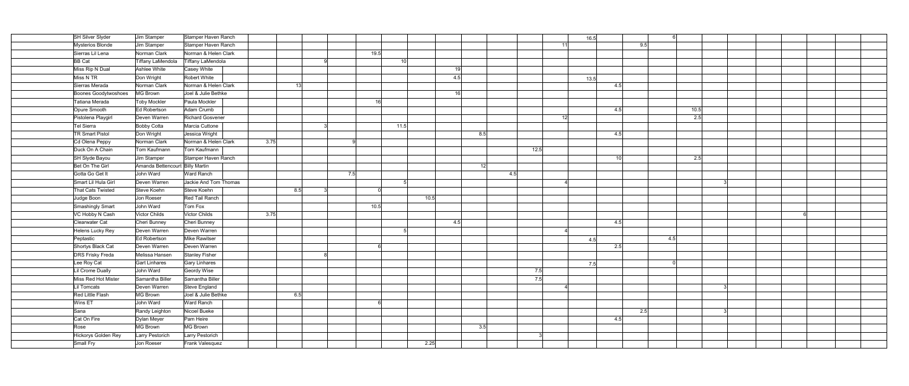| | | | | | | | | | | | | | | | | | | | | | | |
|---|---|---|---|---|---|---|---|---|---|---|---|---|---|---|---|---|---|---|---|---|---|---|
| SH Silver Slyder | Jim Stamper | Stamper Haven Ranch | | | | | | | | | | | | 16.5 | | | 6 | | | | | |
| Mysterios Blonde | Jim Stamper | Stamper Haven Ranch | | | | | | | | | | | 11 | | | 9.5 | | | | | | |
| Sierras Lil Lena | Norman Clark | Norman & Helen Clark | | | | | 19.5 | | | | | | | | | | | | | | | |
| BB Cat | Tiffany LaMendola | Tiffany LaMendola | | | 9 | | | 10 | | | | | | | | | | | | | | |
| Miss Rip N Dual | Ashlee White | Casey White | | | | | | | | 19 | | | | | | | | | | | | |
| Miss N TR | Don Wright | Robert White | | | | | | | | 4.5 | | | | 13.5 | | | | | | | | |
| Sierras Merada | Norman Clark | Norman & Helen Clark | | 13 | | | | | | | | | | | 4.5 | | | | | | | |
| Boones Goodytwoshoes | MG Brown | Joel & Julie Bethke | | | | | | | | 16 | | | | | | | | | | | | |
| Tatiana Merada | Toby Mockler | Paula Mockler | | | | | 16 | | | | | | | | | | | | | | | |
| Opure Smooth | Ed Robertson | Adam Crumb | | | | | | | | | | | | | 4.5 | | | 10.5 | | | | |
| Pistolena Playgirl | Deven Warren | Richard Gosvener | | | | | | | | | | | 12 | | | | | 2.5 | | | | |
| Tel Sierra | Bobby Cotta | Marcia Cuttone | | | 3 | | | 11.5 | | | | | | | | | | | | | | |
| TR Smart Pistol | Don Wright | Jessica Wright | | | | | | | | | 8.5 | | | | 4.5 | | | | | | | |
| Cd Olena Peppy | Norman Clark | Norman & Helen Clark | 3.75 | | | 9 | | | | | | | | | | | | | | | | |
| Duck On A Chain | Tom Kaufmann | Tom Kaufmann | | | | | | | | | | | 12.5 | | | | | | | | | |
| SH Slyde Bayou | Jim Stamper | Stamper Haven Ranch | | | | | | | | | | | | | 10 | | | 2.5 | | | | |
| Bet On The Girl | Amanda Bettencourt | Billy Martin | | | | | | | | | 12 | | | | | | | | | | | |
| Gotta Go Get It | John Ward | Ward Ranch | | | | 7.5 | | | | | | 4.5 | | | | | | | | | | |
| Smart Lil Hula Girl | Deven Warren | Jackie And Tom Thomas | | | | | | 5 | | | | | | 4 | | | | | 3 | | | |
| That Cats Twisted | Steve Koehn | Steve Koehn | | 8.5 | 3 | | 0 | | | | | | | | | | | | | | | |
| Judge Boon | Jon Roeser | Red Tail Ranch | | | | | | | 10.5 | | | | | | | | | | | | | |
| Smashingly Smart | John Ward | Tom Fox | | | | | 10.5 | | | | | | | | | | | | | | | |
| VC Hobby N Cash | Victor Childs | Victor Childs | 3.75 | | | | | | | | | | | | | | | | | 6 | | |
| Clearwater Cat | Cheri Bunney | Cheri Bunney | | | | | | | | 4.5 | | | | | 4.5 | | | | | | | |
| Helens Lucky Rey | Deven Warren | Deven Warren | | | | | | 5 | | | | | | 4 | | | | | | | | |
| Peptastic | Ed Robertson | Mike Rawitser | | | | | | | | | | | | 4.5 | | | 4.5 | | | | | |
| Shortys Black Cat | Deven Warren | Deven Warren | | | | | 6 | | | | | | | | 2.5 | | | | | | | |
| DRS Frisky Freda | Melissa Hansen | Stanley Fisher | | | 8 | | | | | | | | | | | | | | | | | |
| Lee Roy Cat | Gart Linhares | Gary Linhares | | | | | | | | | | | | 7.5 | | | 0 | | | | | |
| Lil Crome Dually | John Ward | Geordy Wise | | | | | | | | | | 7.5 | | | | | | | | | | |
| Miss Red Hot Mister | Samantha Biller | Samantha Biller | | | | | | | | | | 7.5 | | | | | | | | | | |
| Lil Tomcats | Deven Warren | Steve England | | | | | | | | | | | 4 | | | | | | 3 | | | |
| Red Little Flash | MG Brown | Joel & Julie Bethke | | 6.5 | | | | | | | | | | | | | | | | | | |
| Wins ET | John Ward | Ward Ranch | | | | | 6 | | | | | | | | | | | | | | | |
| Sana | Randy Leighton | Nicoel Bueke | | | | | | | | | | | | | | 2.5 | | | 3 | | | |
| Cat On Fire | Dylan Meyer | Pam Heire | | | | | | | | | | | | | 4.5 | | | | | | | |
| Rose | MG Brown | MG Brown | | | | | | | | | 3.5 | | | | | | | | | | | |
| Hickorys Golden Rey | Larry Pestorich | Larry Pestorich | | | | | | | | | | 3 | | | | | | | | | | |
| Small Fry | Jon Roeser | Frank Valesquez | | | | | | | 2.25 | | | | | | | | | | | | | |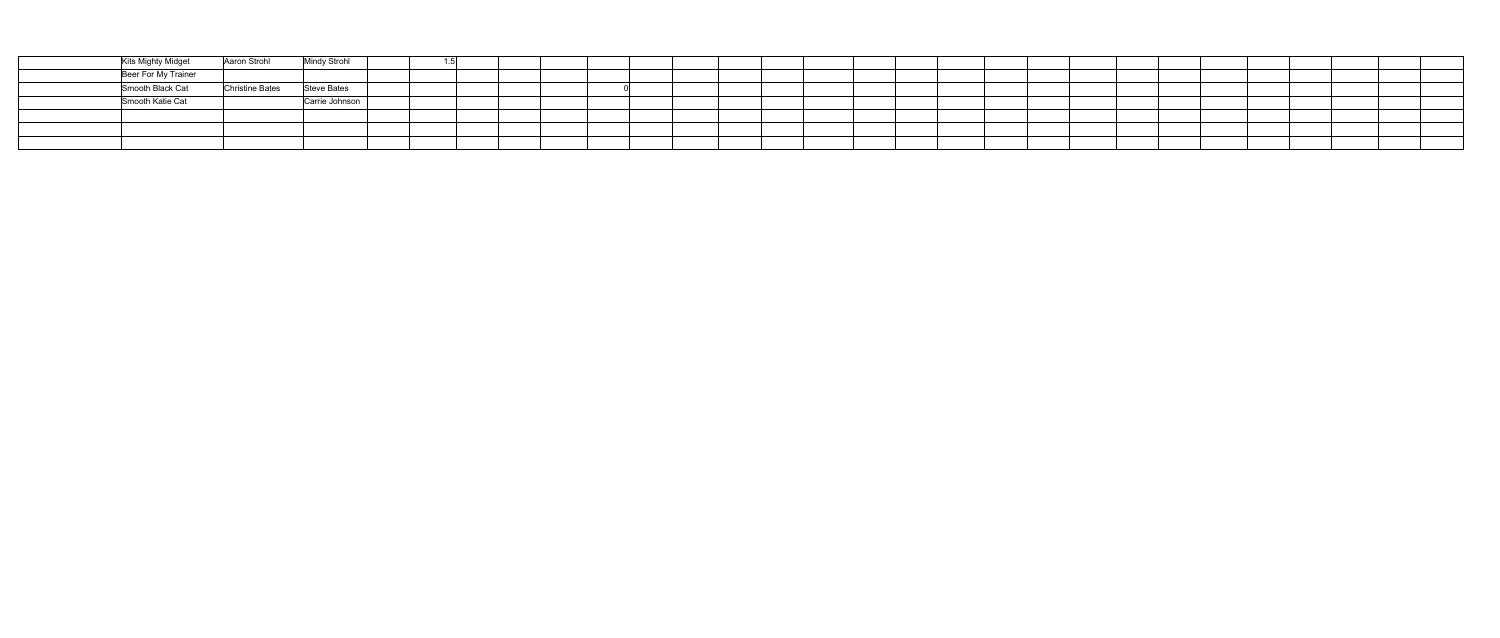| | | | | | | | | | | | | | | | | | | | | | | | | | | | | |
|---|---|---|---|---|---|---|---|---|---|---|---|---|---|---|---|---|---|---|---|---|---|---|---|---|---|---|---|---|
| | Kits Mighty Midget | Aaron Strohl | Mindy Strohl | | 1.5 | | | | | | | | | | | | | | | | | | | | | | | |
| | Beer For My Trainer | | | | | | | | | | | | | | | | | | | | | | | | | | | |
| | Smooth Black Cat | Christine Bates | Steve Bates | | | | | | 0 | | | | | | | | | | | | | | | | | | | |
| | Smooth Katie Cat | | Carrie Johnson | | | | | | | | | | | | | | | | | | | | | | | | | |
| | | | | | | | | | | | | | | | | | | | | | | | | | | | | |
| | | | | | | | | | | | | | | | | | | | | | | | | | | | | |
| | | | | | | | | | | | | | | | | | | | | | | | | | | | | |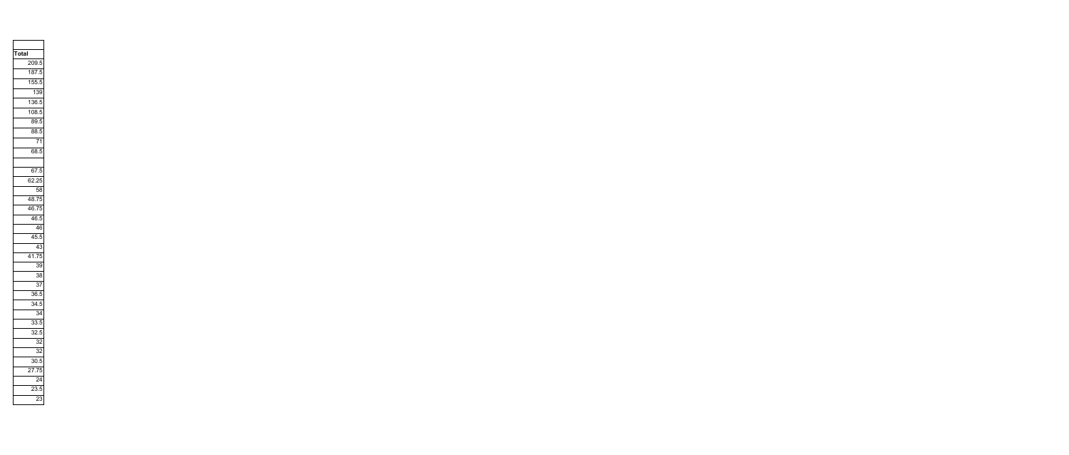| |
|---|
| Total |
| 209.5 |
| 187.5 |
| 155.5 |
| 139 |
| 136.5 |
| 108.5 |
| 89.5 |
| 88.5 |
| 71 |
| 68.5 |
| |
| 67.5 |
| 62.25 |
| 58 |
| 48.75 |
| 46.75 |
| 46.5 |
| 46 |
| 45.5 |
| 43 |
| 41.75 |
| 39 |
| 38 |
| 37 |
| 36.5 |
| 34.5 |
| 34 |
| 33.5 |
| 32.5 |
| 32 |
| 32 |
| 30.5 |
| 27.75 |
| 24 |
| 23.5 |
| 23 |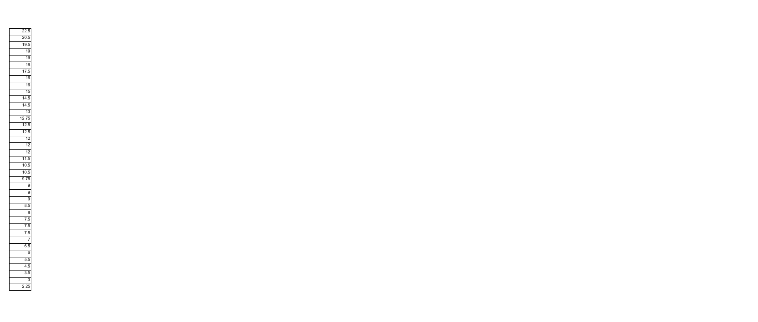| |
|---|
| 22.5 |
| 20.5 |
| 19.5 |
| 19 |
| 19 |
| 18 |
| 17.5 |
| 16 |
| 16 |
| 15 |
| 14.5 |
| 14.5 |
| 13 |
| 12.75 |
| 12.5 |
| 12.5 |
| 12 |
| 12 |
| 12 |
| 11.5 |
| 10.5 |
| 10.5 |
| 9.75 |
| 9 |
| 9 |
| 9 |
| 8.5 |
| 8 |
| 7.5 |
| 7.5 |
| 7.5 |
| 7 |
| 6.5 |
| 6 |
| 5.5 |
| 4.5 |
| 3.5 |
| 3 |
| 2.25 |